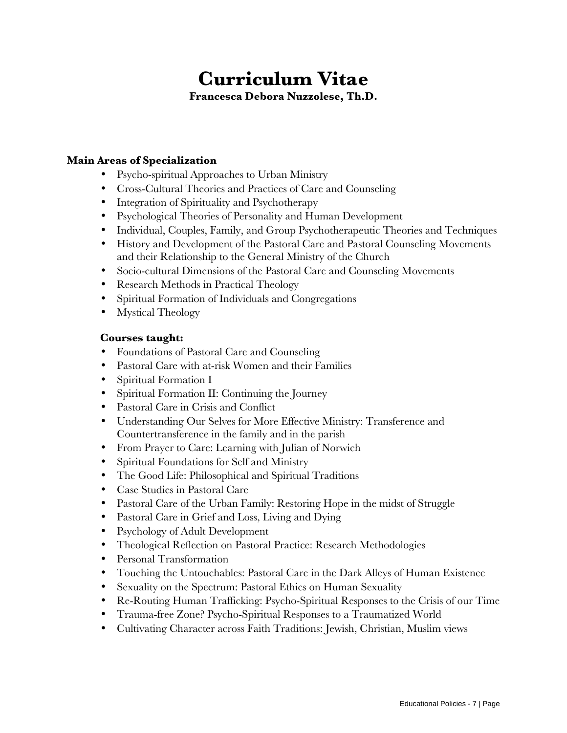# Curriculum Vitae

**Francesca Debora Nuzzolese, Th.D.**

**Main Areas of Specialization**

- Psycho-spiritual Approaches to Urban Ministry
- Cross-Cultural Theories and Practices of Care and Counseling
- Integration of Spirituality and Psychotherapy
- Psychological Theories of Personality and Human Development
- Individual, Couples, Family, and Group Psychotherapeutic Theories and Techniques
- History and Development of the Pastoral Care and Pastoral Counseling Movements and their Relationship to the General Ministry of the Church
- Socio-cultural Dimensions of the Pastoral Care and Counseling Movements
- Research Methods in Practical Theology
- Spiritual Formation of Individuals and Congregations
- Mystical Theology

**Courses taught:**

- Foundations of Pastoral Care and Counseling
- Pastoral Care with at-risk Women and their Families
- Spiritual Formation I
- Spiritual Formation II: Continuing the Journey
- Pastoral Care in Crisis and Conflict
- Understanding Our Selves for More Effective Ministry: Transference and Countertransference in the family and in the parish
- From Prayer to Care: Learning with Julian of Norwich
- Spiritual Foundations for Self and Ministry
- The Good Life: Philosophical and Spiritual Traditions
- Case Studies in Pastoral Care
- Pastoral Care of the Urban Family: Restoring Hope in the midst of Struggle
- Pastoral Care in Grief and Loss, Living and Dying
- Psychology of Adult Development
- Theological Reflection on Pastoral Practice: Research Methodologies
- Personal Transformation
- Touching the Untouchables: Pastoral Care in the Dark Alleys of Human Existence
- Sexuality on the Spectrum: Pastoral Ethics on Human Sexuality
- Re-Routing Human Trafficking: Psycho-Spiritual Responses to the Crisis of our Time
- Trauma-free Zone? Psycho-Spiritual Responses to a Traumatized World
- Cultivating Character across Faith Traditions: Jewish, Christian, Muslim views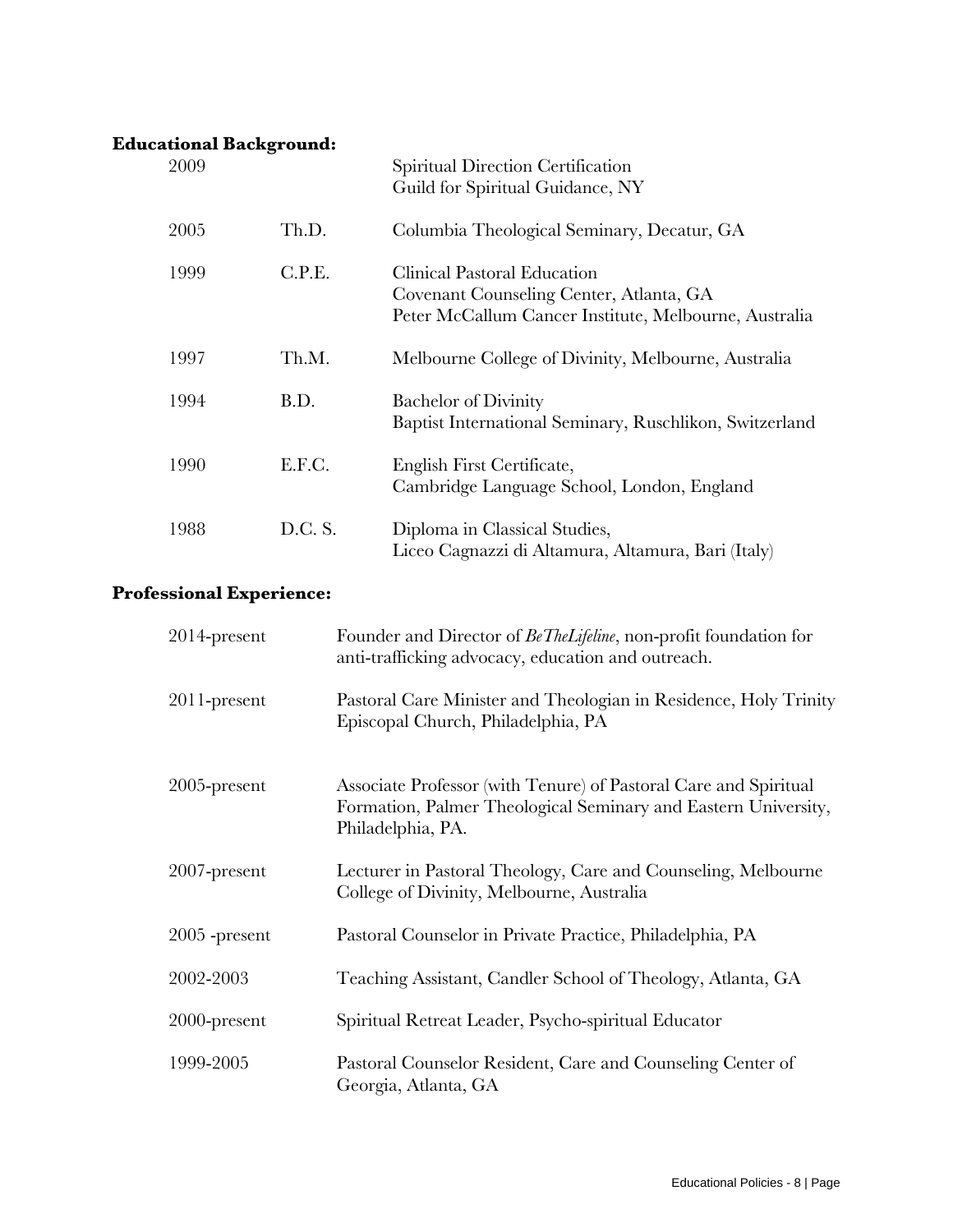**Educational Background:**

| | | |
|---|---|---|
| 2009 | | Spiritual Direction Certification<br>Guild for Spiritual Guidance, NY |
| 2005 | Th.D. | Columbia Theological Seminary, Decatur, GA |
| 1999 | C.P.E. | Clinical Pastoral Education<br>Covenant Counseling Center, Atlanta, GA<br>Peter McCallum Cancer Institute, Melbourne, Australia |
| 1997 | Th.M. | Melbourne College of Divinity, Melbourne, Australia |
| 1994 | B.D. | Bachelor of Divinity<br>Baptist International Seminary, Ruschlikon, Switzerland |
| 1990 | E.F.C. | English First Certificate,<br>Cambridge Language School, London, England |
| 1988 | D.C. S. | Diploma in Classical Studies,<br>Liceo Cagnazzi di Altamura, Altamura, Bari (Italy) |

**Professional Experience:**

| | |
|---|---|
| 2014-present | Founder and Director of *BeTheLifeline*, non-profit foundation for anti-trafficking advocacy, education and outreach. |
| 2011-present | Pastoral Care Minister and Theologian in Residence, Holy Trinity Episcopal Church, Philadelphia, PA |
| 2005-present | Associate Professor (with Tenure) of Pastoral Care and Spiritual Formation, Palmer Theological Seminary and Eastern University, Philadelphia, PA. |
| 2007-present | Lecturer in Pastoral Theology, Care and Counseling, Melbourne College of Divinity, Melbourne, Australia |
| 2005 -present | Pastoral Counselor in Private Practice, Philadelphia, PA |
| 2002-2003 | Teaching Assistant, Candler School of Theology, Atlanta, GA |
| 2000-present | Spiritual Retreat Leader, Psycho-spiritual Educator |
| 1999-2005 | Pastoral Counselor Resident, Care and Counseling Center of Georgia, Atlanta, GA |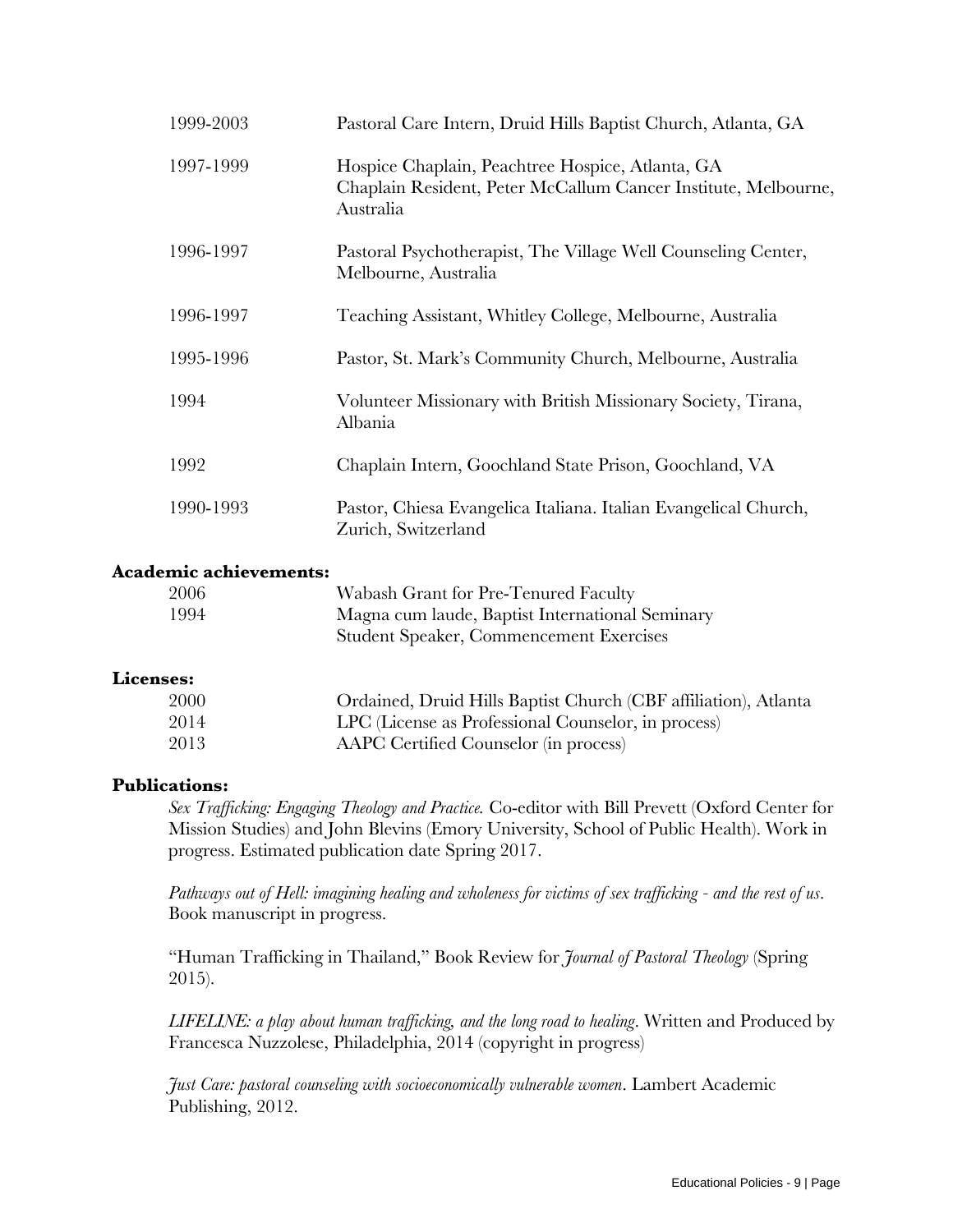| | |
|---|---|
| 1999-2003 | Pastoral Care Intern, Druid Hills Baptist Church, Atlanta, GA |
| 1997-1999 | Hospice Chaplain, Peachtree Hospice, Atlanta, GA<br>Chaplain Resident, Peter McCallum Cancer Institute, Melbourne, Australia |
| 1996-1997 | Pastoral Psychotherapist, The Village Well Counseling Center, Melbourne, Australia |
| 1996-1997 | Teaching Assistant, Whitley College, Melbourne, Australia |
| 1995-1996 | Pastor, St. Mark's Community Church, Melbourne, Australia |
| 1994 | Volunteer Missionary with British Missionary Society, Tirana, Albania |
| 1992 | Chaplain Intern, Goochland State Prison, Goochland, VA |
| 1990-1993 | Pastor, Chiesa Evangelica Italiana. Italian Evangelical Church, Zurich, Switzerland |

**Academic achievements:**

| | |
|---|---|
| 2006 | Wabash Grant for Pre-Tenured Faculty |
| 1994 | Magna cum laude, Baptist International Seminary<br>Student Speaker, Commencement Exercises |

**Licenses:**

| | |
|---|---|
| 2000 | Ordained, Druid Hills Baptist Church (CBF affiliation), Atlanta |
| 2014 | LPC (License as Professional Counselor, in process) |
| 2013 | AAPC Certified Counselor (in process) |

**Publications:**

*Sex Trafficking: Engaging Theology and Practice.* Co-editor with Bill Prevett (Oxford Center for Mission Studies) and John Blevins (Emory University, School of Public Health). Work in progress. Estimated publication date Spring 2017.

*Pathways out of Hell: imagining healing and wholeness for victims of sex trafficking - and the rest of us*. Book manuscript in progress.

"Human Trafficking in Thailand," Book Review for *Journal of Pastoral Theology* (Spring 2015).

*LIFELINE: a play about human trafficking, and the long road to healing*. Written and Produced by Francesca Nuzzolese, Philadelphia, 2014 (copyright in progress)

*Just Care: pastoral counseling with socioeconomically vulnerable women*. Lambert Academic Publishing, 2012.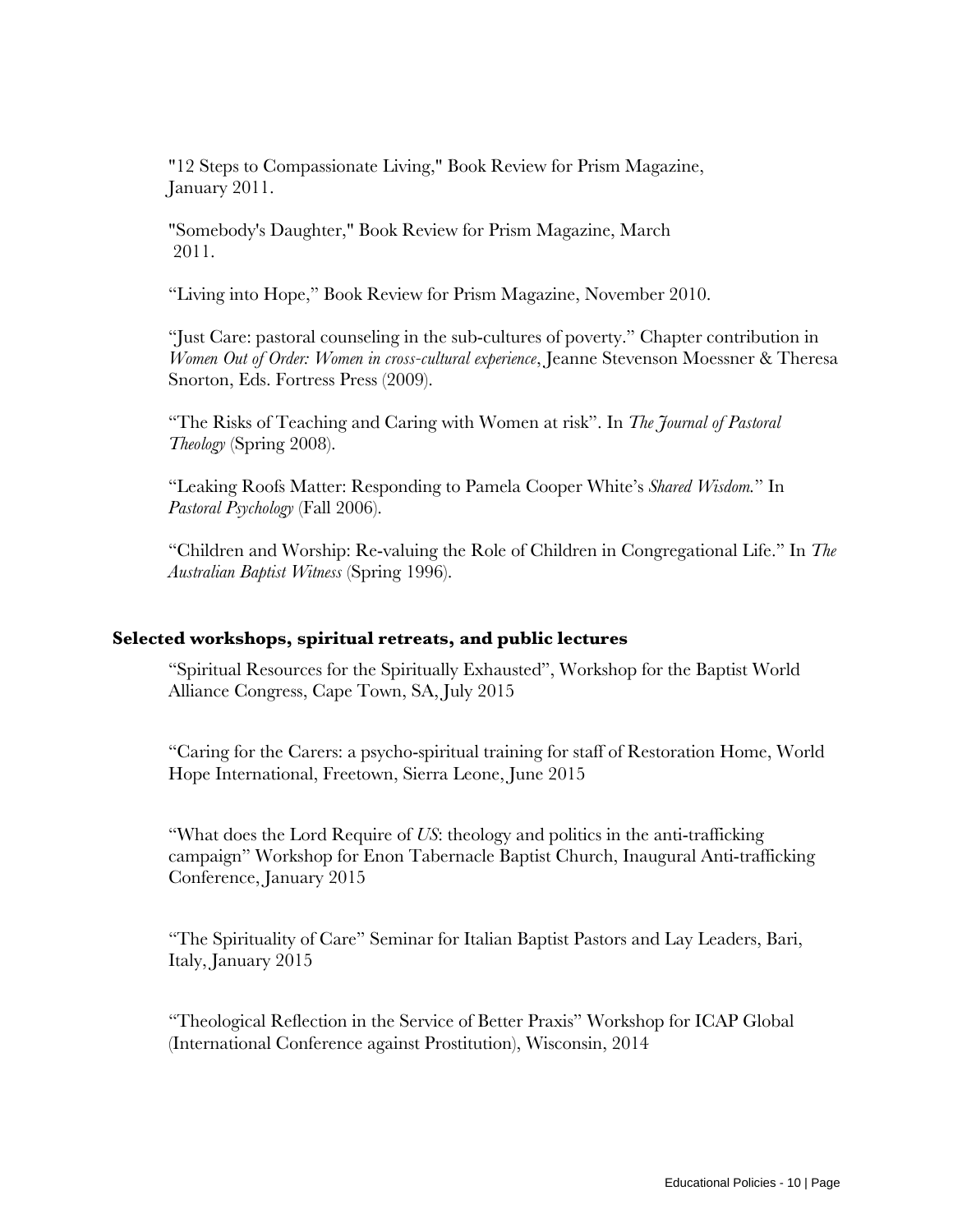"12 Steps to Compassionate Living," Book Review for Prism Magazine, January 2011.

"Somebody's Daughter," Book Review for Prism Magazine, March 2011.

"Living into Hope," Book Review for Prism Magazine, November 2010.

"Just Care: pastoral counseling in the sub-cultures of poverty." Chapter contribution in *Women Out of Order: Women in cross-cultural experience*, Jeanne Stevenson Moessner & Theresa Snorton, Eds. Fortress Press (2009).

"The Risks of Teaching and Caring with Women at risk". In *The Journal of Pastoral Theology* (Spring 2008).

"Leaking Roofs Matter: Responding to Pamela Cooper White's *Shared Wisdom.*" In *Pastoral Psychology* (Fall 2006).

"Children and Worship: Re-valuing the Role of Children in Congregational Life." In *The Australian Baptist Witness* (Spring 1996).

**Selected workshops, spiritual retreats, and public lectures**

"Spiritual Resources for the Spiritually Exhausted", Workshop for the Baptist World Alliance Congress, Cape Town, SA, July 2015

"Caring for the Carers: a psycho-spiritual training for staff of Restoration Home, World Hope International, Freetown, Sierra Leone, June 2015

"What does the Lord Require of *US*: theology and politics in the anti-trafficking campaign" Workshop for Enon Tabernacle Baptist Church, Inaugural Anti-trafficking Conference, January 2015

"The Spirituality of Care" Seminar for Italian Baptist Pastors and Lay Leaders, Bari, Italy, January 2015

"Theological Reflection in the Service of Better Praxis" Workshop for ICAP Global (International Conference against Prostitution), Wisconsin, 2014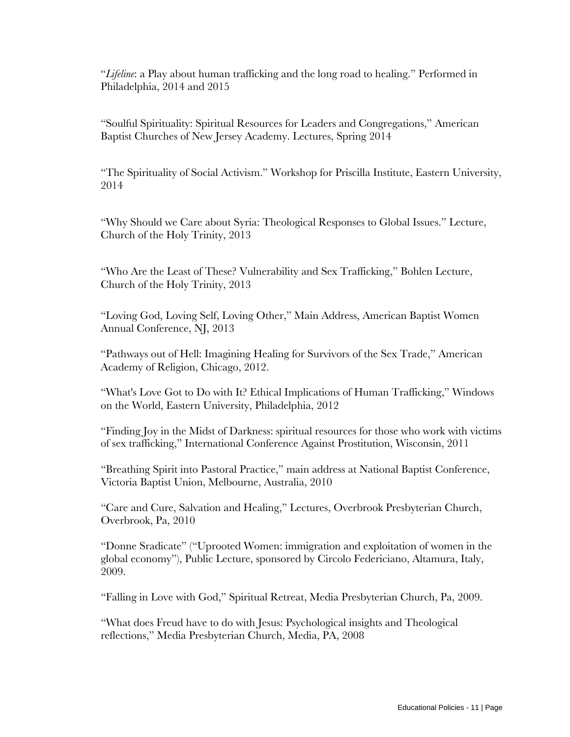"*Lifeline*: a Play about human trafficking and the long road to healing." Performed in Philadelphia, 2014 and 2015

"Soulful Spirituality: Spiritual Resources for Leaders and Congregations," American Baptist Churches of New Jersey Academy. Lectures, Spring 2014

"The Spirituality of Social Activism." Workshop for Priscilla Institute, Eastern University, 2014

"Why Should we Care about Syria: Theological Responses to Global Issues." Lecture, Church of the Holy Trinity, 2013

"Who Are the Least of These? Vulnerability and Sex Trafficking," Bohlen Lecture, Church of the Holy Trinity, 2013

"Loving God, Loving Self, Loving Other," Main Address, American Baptist Women Annual Conference, NJ, 2013

"Pathways out of Hell: Imagining Healing for Survivors of the Sex Trade," American Academy of Religion, Chicago, 2012.

"What's Love Got to Do with It? Ethical Implications of Human Trafficking," Windows on the World, Eastern University, Philadelphia, 2012

"Finding Joy in the Midst of Darkness: spiritual resources for those who work with victims of sex trafficking," International Conference Against Prostitution, Wisconsin, 2011

"Breathing Spirit into Pastoral Practice," main address at National Baptist Conference, Victoria Baptist Union, Melbourne, Australia, 2010

"Care and Cure, Salvation and Healing," Lectures, Overbrook Presbyterian Church, Overbrook, Pa, 2010

"Donne Sradicate" ("Uprooted Women: immigration and exploitation of women in the global economy"), Public Lecture, sponsored by Circolo Federiciano, Altamura, Italy, 2009.

"Falling in Love with God," Spiritual Retreat, Media Presbyterian Church, Pa, 2009.

"What does Freud have to do with Jesus: Psychological insights and Theological reflections," Media Presbyterian Church, Media, PA, 2008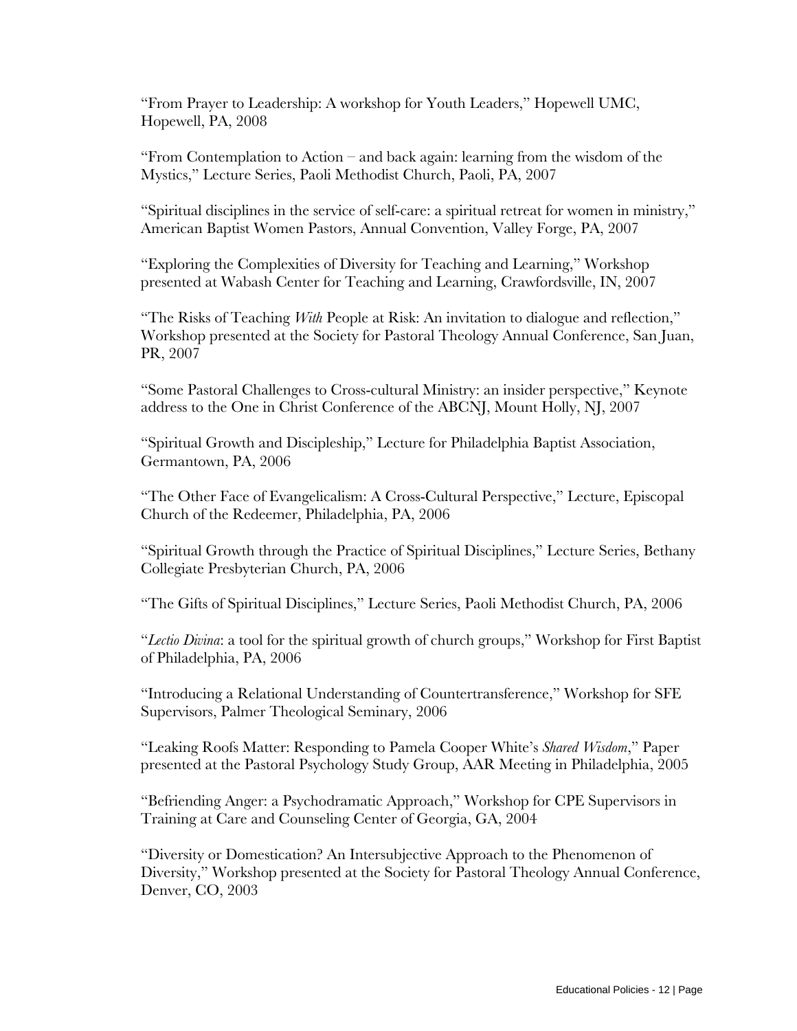"From Prayer to Leadership: A workshop for Youth Leaders," Hopewell UMC, Hopewell, PA, 2008

"From Contemplation to Action – and back again: learning from the wisdom of the Mystics," Lecture Series, Paoli Methodist Church, Paoli, PA, 2007

"Spiritual disciplines in the service of self-care: a spiritual retreat for women in ministry," American Baptist Women Pastors, Annual Convention, Valley Forge, PA, 2007

"Exploring the Complexities of Diversity for Teaching and Learning," Workshop presented at Wabash Center for Teaching and Learning, Crawfordsville, IN, 2007

"The Risks of Teaching *With* People at Risk: An invitation to dialogue and reflection," Workshop presented at the Society for Pastoral Theology Annual Conference, San Juan, PR, 2007

"Some Pastoral Challenges to Cross-cultural Ministry: an insider perspective," Keynote address to the One in Christ Conference of the ABCNJ, Mount Holly, NJ, 2007

"Spiritual Growth and Discipleship," Lecture for Philadelphia Baptist Association, Germantown, PA, 2006

"The Other Face of Evangelicalism: A Cross-Cultural Perspective," Lecture, Episcopal Church of the Redeemer, Philadelphia, PA, 2006

"Spiritual Growth through the Practice of Spiritual Disciplines," Lecture Series, Bethany Collegiate Presbyterian Church, PA, 2006

"The Gifts of Spiritual Disciplines," Lecture Series, Paoli Methodist Church, PA, 2006

"*Lectio Divina*: a tool for the spiritual growth of church groups," Workshop for First Baptist of Philadelphia, PA, 2006

"Introducing a Relational Understanding of Countertransference," Workshop for SFE Supervisors, Palmer Theological Seminary, 2006

"Leaking Roofs Matter: Responding to Pamela Cooper White's *Shared Wisdom*," Paper presented at the Pastoral Psychology Study Group, AAR Meeting in Philadelphia, 2005

"Befriending Anger: a Psychodramatic Approach," Workshop for CPE Supervisors in Training at Care and Counseling Center of Georgia, GA, 2004

"Diversity or Domestication? An Intersubjective Approach to the Phenomenon of Diversity," Workshop presented at the Society for Pastoral Theology Annual Conference, Denver, CO, 2003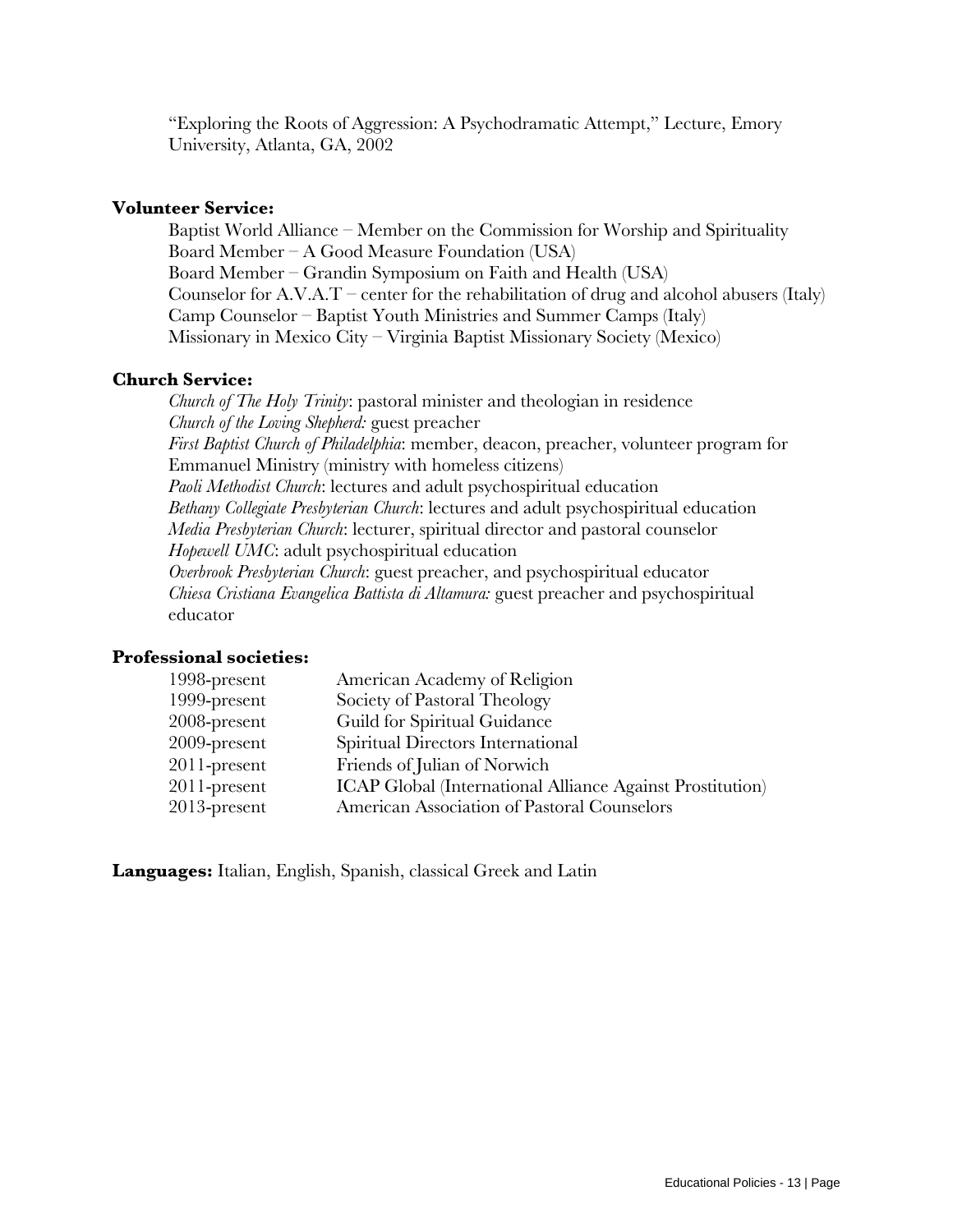"Exploring the Roots of Aggression: A Psychodramatic Attempt," Lecture, Emory University, Atlanta, GA, 2002

**Volunteer Service:**

Baptist World Alliance – Member on the Commission for Worship and Spirituality
Board Member – A Good Measure Foundation (USA)
Board Member – Grandin Symposium on Faith and Health (USA)
Counselor for A.V.A.T – center for the rehabilitation of drug and alcohol abusers (Italy)
Camp Counselor – Baptist Youth Ministries and Summer Camps (Italy)
Missionary in Mexico City – Virginia Baptist Missionary Society (Mexico)

**Church Service:**

*Church of The Holy Trinity*: pastoral minister and theologian in residence
*Church of the Loving Shepherd:* guest preacher
*First Baptist Church of Philadelphia*: member, deacon, preacher, volunteer program for Emmanuel Ministry (ministry with homeless citizens)
*Paoli Methodist Church*: lectures and adult psychospiritual education
*Bethany Collegiate Presbyterian Church*: lectures and adult psychospiritual education
*Media Presbyterian Church*: lecturer, spiritual director and pastoral counselor
*Hopewell UMC*: adult psychospiritual education
*Overbrook Presbyterian Church*: guest preacher, and psychospiritual educator
*Chiesa Cristiana Evangelica Battista di Altamura:* guest preacher and psychospiritual educator

**Professional societies:**

| | |
|---|---|
| 1998-present | American Academy of Religion |
| 1999-present | Society of Pastoral Theology |
| 2008-present | Guild for Spiritual Guidance |
| 2009-present | Spiritual Directors International |
| 2011-present | Friends of Julian of Norwich |
| 2011-present | ICAP Global (International Alliance Against Prostitution) |
| 2013-present | American Association of Pastoral Counselors |

**Languages:** Italian, English, Spanish, classical Greek and Latin